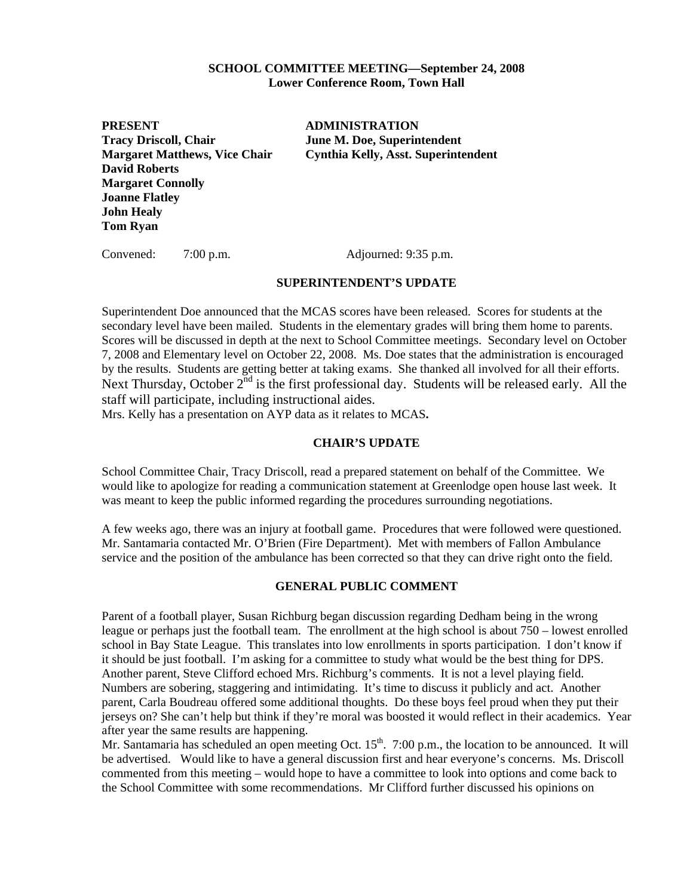**SCHOOL COMMITTEE MEETING—September 24, 2008**
**Lower Conference Room, Town Hall**

| PRESENT | ADMINISTRATION |
|---|---|
| **Tracy Driscoll, Chair** | **June M. Doe, Superintendent** |
| **Margaret Matthews, Vice Chair** | **Cynthia Kelly, Asst. Superintendent** |
| **David Roberts** | |
| **Margaret Connolly** | |
| **Joanne Flatley** | |
| **John Healy** | |
| **Tom Ryan** | |

Convened: 7:00 p.m. Adjourned: 9:35 p.m.

## SUPERINTENDENT'S UPDATE

Superintendent Doe announced that the MCAS scores have been released. Scores for students at the secondary level have been mailed. Students in the elementary grades will bring them home to parents. Scores will be discussed in depth at the next to School Committee meetings. Secondary level on October 7, 2008 and Elementary level on October 22, 2008. Ms. Doe states that the administration is encouraged by the results. Students are getting better at taking exams. She thanked all involved for all their efforts. Next Thursday, October 2nd is the first professional day. Students will be released early. All the staff will participate, including instructional aides.
Mrs. Kelly has a presentation on AYP data as it relates to MCAS**.**

## CHAIR'S UPDATE

School Committee Chair, Tracy Driscoll, read a prepared statement on behalf of the Committee. We would like to apologize for reading a communication statement at Greenlodge open house last week. It was meant to keep the public informed regarding the procedures surrounding negotiations.

A few weeks ago, there was an injury at football game. Procedures that were followed were questioned. Mr. Santamaria contacted Mr. O'Brien (Fire Department). Met with members of Fallon Ambulance service and the position of the ambulance has been corrected so that they can drive right onto the field.

## GENERAL PUBLIC COMMENT

Parent of a football player, Susan Richburg began discussion regarding Dedham being in the wrong league or perhaps just the football team. The enrollment at the high school is about 750 – lowest enrolled school in Bay State League. This translates into low enrollments in sports participation. I don't know if it should be just football. I'm asking for a committee to study what would be the best thing for DPS. Another parent, Steve Clifford echoed Mrs. Richburg's comments. It is not a level playing field. Numbers are sobering, staggering and intimidating. It's time to discuss it publicly and act. Another parent, Carla Boudreau offered some additional thoughts. Do these boys feel proud when they put their jerseys on? She can't help but think if they're moral was boosted it would reflect in their academics. Year after year the same results are happening.
Mr. Santamaria has scheduled an open meeting Oct. 15th. 7:00 p.m., the location to be announced. It will be advertised. Would like to have a general discussion first and hear everyone's concerns. Ms. Driscoll commented from this meeting – would hope to have a committee to look into options and come back to the School Committee with some recommendations. Mr Clifford further discussed his opinions on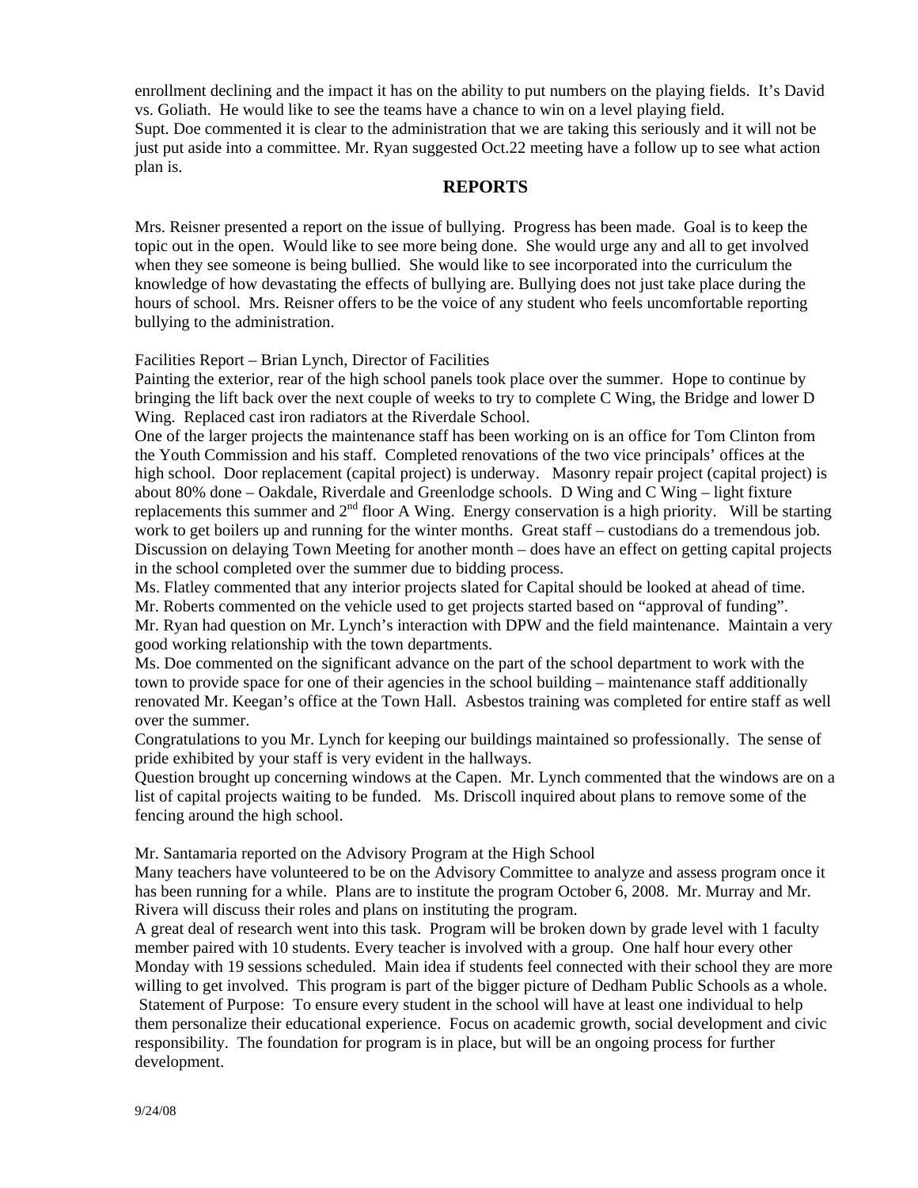enrollment declining and the impact it has on the ability to put numbers on the playing fields. It's David vs. Goliath. He would like to see the teams have a chance to win on a level playing field.
Supt. Doe commented it is clear to the administration that we are taking this seriously and it will not be just put aside into a committee. Mr. Ryan suggested Oct.22 meeting have a follow up to see what action plan is.

## REPORTS

Mrs. Reisner presented a report on the issue of bullying. Progress has been made. Goal is to keep the topic out in the open. Would like to see more being done. She would urge any and all to get involved when they see someone is being bullied. She would like to see incorporated into the curriculum the knowledge of how devastating the effects of bullying are. Bullying does not just take place during the hours of school. Mrs. Reisner offers to be the voice of any student who feels uncomfortable reporting bullying to the administration.

Facilities Report – Brian Lynch, Director of Facilities
Painting the exterior, rear of the high school panels took place over the summer. Hope to continue by bringing the lift back over the next couple of weeks to try to complete C Wing, the Bridge and lower D Wing. Replaced cast iron radiators at the Riverdale School.
One of the larger projects the maintenance staff has been working on is an office for Tom Clinton from the Youth Commission and his staff. Completed renovations of the two vice principals' offices at the high school. Door replacement (capital project) is underway. Masonry repair project (capital project) is about 80% done – Oakdale, Riverdale and Greenlodge schools. D Wing and C Wing – light fixture replacements this summer and 2nd floor A Wing. Energy conservation is a high priority. Will be starting work to get boilers up and running for the winter months. Great staff – custodians do a tremendous job.
Discussion on delaying Town Meeting for another month – does have an effect on getting capital projects in the school completed over the summer due to bidding process.
Ms. Flatley commented that any interior projects slated for Capital should be looked at ahead of time.
Mr. Roberts commented on the vehicle used to get projects started based on "approval of funding".
Mr. Ryan had question on Mr. Lynch's interaction with DPW and the field maintenance. Maintain a very good working relationship with the town departments.
Ms. Doe commented on the significant advance on the part of the school department to work with the town to provide space for one of their agencies in the school building – maintenance staff additionally renovated Mr. Keegan's office at the Town Hall. Asbestos training was completed for entire staff as well over the summer.
Congratulations to you Mr. Lynch for keeping our buildings maintained so professionally. The sense of pride exhibited by your staff is very evident in the hallways.
Question brought up concerning windows at the Capen. Mr. Lynch commented that the windows are on a list of capital projects waiting to be funded. Ms. Driscoll inquired about plans to remove some of the fencing around the high school.

Mr. Santamaria reported on the Advisory Program at the High School
Many teachers have volunteered to be on the Advisory Committee to analyze and assess program once it has been running for a while. Plans are to institute the program October 6, 2008. Mr. Murray and Mr. Rivera will discuss their roles and plans on instituting the program.
A great deal of research went into this task. Program will be broken down by grade level with 1 faculty member paired with 10 students. Every teacher is involved with a group. One half hour every other Monday with 19 sessions scheduled. Main idea if students feel connected with their school they are more willing to get involved. This program is part of the bigger picture of Dedham Public Schools as a whole.
Statement of Purpose: To ensure every student in the school will have at least one individual to help them personalize their educational experience. Focus on academic growth, social development and civic responsibility. The foundation for program is in place, but will be an ongoing process for further development.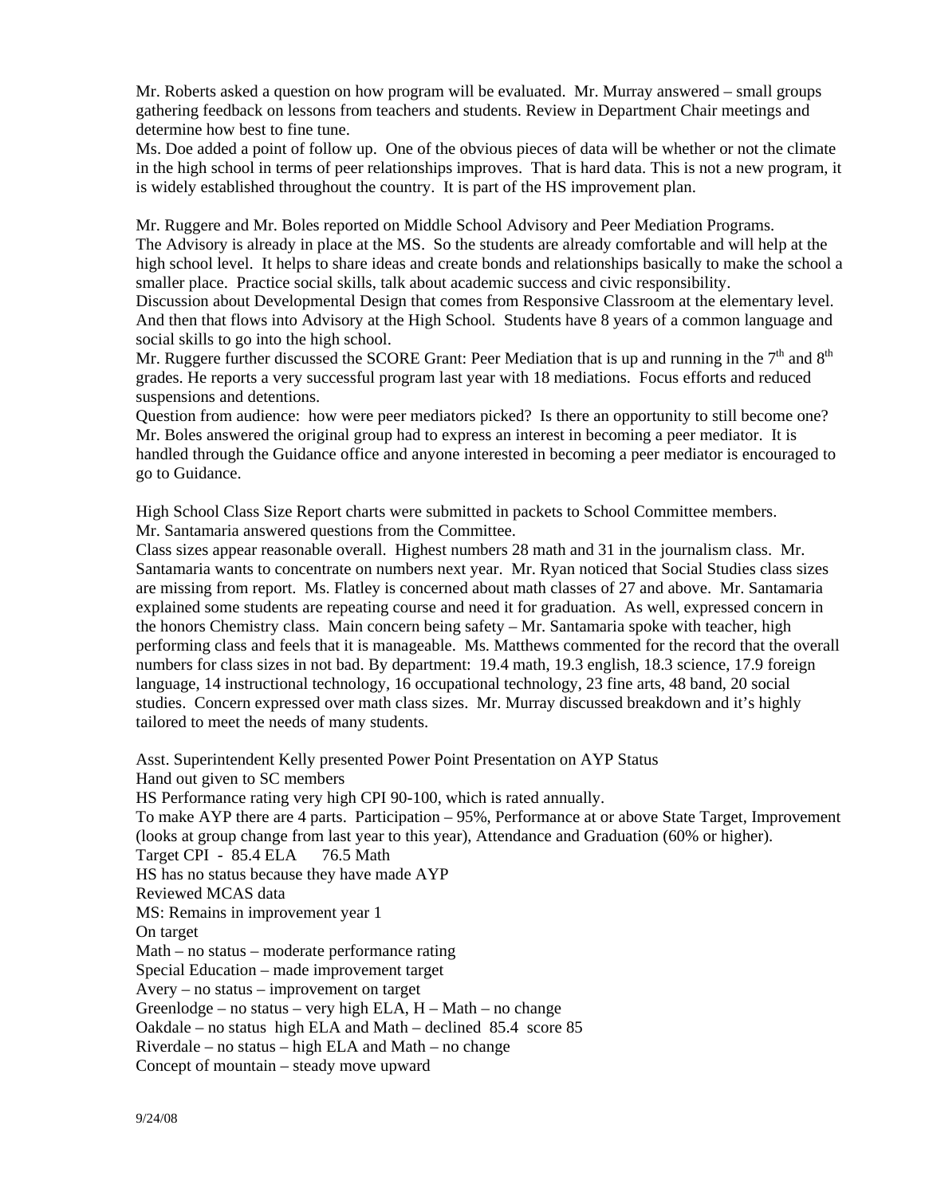Mr. Roberts asked a question on how program will be evaluated. Mr. Murray answered – small groups gathering feedback on lessons from teachers and students. Review in Department Chair meetings and determine how best to fine tune.
Ms. Doe added a point of follow up. One of the obvious pieces of data will be whether or not the climate in the high school in terms of peer relationships improves. That is hard data. This is not a new program, it is widely established throughout the country. It is part of the HS improvement plan.

Mr. Ruggere and Mr. Boles reported on Middle School Advisory and Peer Mediation Programs.
The Advisory is already in place at the MS. So the students are already comfortable and will help at the high school level. It helps to share ideas and create bonds and relationships basically to make the school a smaller place. Practice social skills, talk about academic success and civic responsibility.
Discussion about Developmental Design that comes from Responsive Classroom at the elementary level. And then that flows into Advisory at the High School. Students have 8 years of a common language and social skills to go into the high school.
Mr. Ruggere further discussed the SCORE Grant: Peer Mediation that is up and running in the 7th and 8th grades. He reports a very successful program last year with 18 mediations. Focus efforts and reduced suspensions and detentions.
Question from audience: how were peer mediators picked? Is there an opportunity to still become one? Mr. Boles answered the original group had to express an interest in becoming a peer mediator. It is handled through the Guidance office and anyone interested in becoming a peer mediator is encouraged to go to Guidance.

High School Class Size Report charts were submitted in packets to School Committee members.
Mr. Santamaria answered questions from the Committee.
Class sizes appear reasonable overall. Highest numbers 28 math and 31 in the journalism class. Mr. Santamaria wants to concentrate on numbers next year. Mr. Ryan noticed that Social Studies class sizes are missing from report. Ms. Flatley is concerned about math classes of 27 and above. Mr. Santamaria explained some students are repeating course and need it for graduation. As well, expressed concern in the honors Chemistry class. Main concern being safety – Mr. Santamaria spoke with teacher, high performing class and feels that it is manageable. Ms. Matthews commented for the record that the overall numbers for class sizes in not bad. By department: 19.4 math, 19.3 english, 18.3 science, 17.9 foreign language, 14 instructional technology, 16 occupational technology, 23 fine arts, 48 band, 20 social studies. Concern expressed over math class sizes. Mr. Murray discussed breakdown and it's highly tailored to meet the needs of many students.

Asst. Superintendent Kelly presented Power Point Presentation on AYP Status
Hand out given to SC members
HS Performance rating very high CPI 90-100, which is rated annually.
To make AYP there are 4 parts. Participation – 95%, Performance at or above State Target, Improvement (looks at group change from last year to this year), Attendance and Graduation (60% or higher).
Target CPI - 85.4 ELA 76.5 Math
HS has no status because they have made AYP
Reviewed MCAS data
MS: Remains in improvement year 1
On target
Math – no status – moderate performance rating
Special Education – made improvement target
Avery – no status – improvement on target
Greenlodge – no status – very high ELA, H – Math – no change
Oakdale – no status high ELA and Math – declined 85.4 score 85
Riverdale – no status – high ELA and Math – no change
Concept of mountain – steady move upward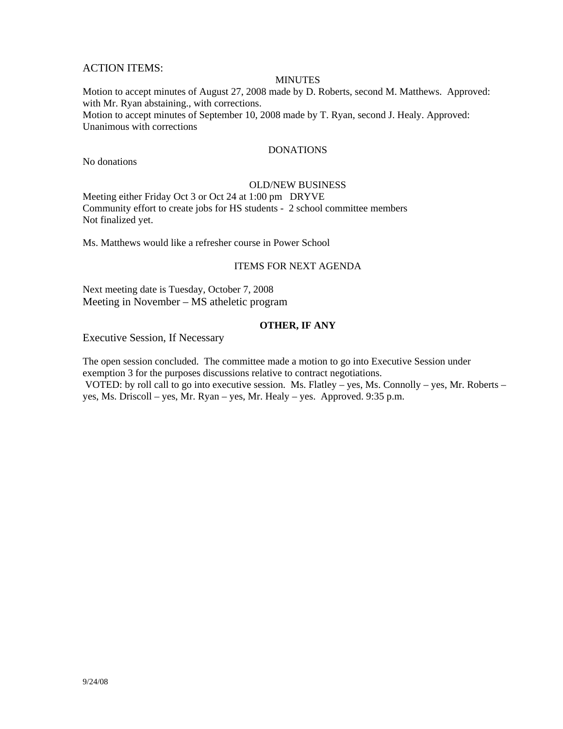ACTION ITEMS:

MINUTES

Motion to accept minutes of August 27, 2008 made by D. Roberts, second M. Matthews. Approved: with Mr. Ryan abstaining., with corrections.
Motion to accept minutes of September 10, 2008 made by T. Ryan, second J. Healy. Approved: Unanimous with corrections

DONATIONS

No donations

OLD/NEW BUSINESS

Meeting either Friday Oct 3 or Oct 24 at 1:00 pm DRYVE
Community effort to create jobs for HS students - 2 school committee members
Not finalized yet.

Ms. Matthews would like a refresher course in Power School

ITEMS FOR NEXT AGENDA

Next meeting date is Tuesday, October 7, 2008
Meeting in November – MS atheletic program

**OTHER, IF ANY**

Executive Session, If Necessary

The open session concluded. The committee made a motion to go into Executive Session under exemption 3 for the purposes discussions relative to contract negotiations.
VOTED: by roll call to go into executive session. Ms. Flatley – yes, Ms. Connolly – yes, Mr. Roberts – yes, Ms. Driscoll – yes, Mr. Ryan – yes, Mr. Healy – yes. Approved. 9:35 p.m.